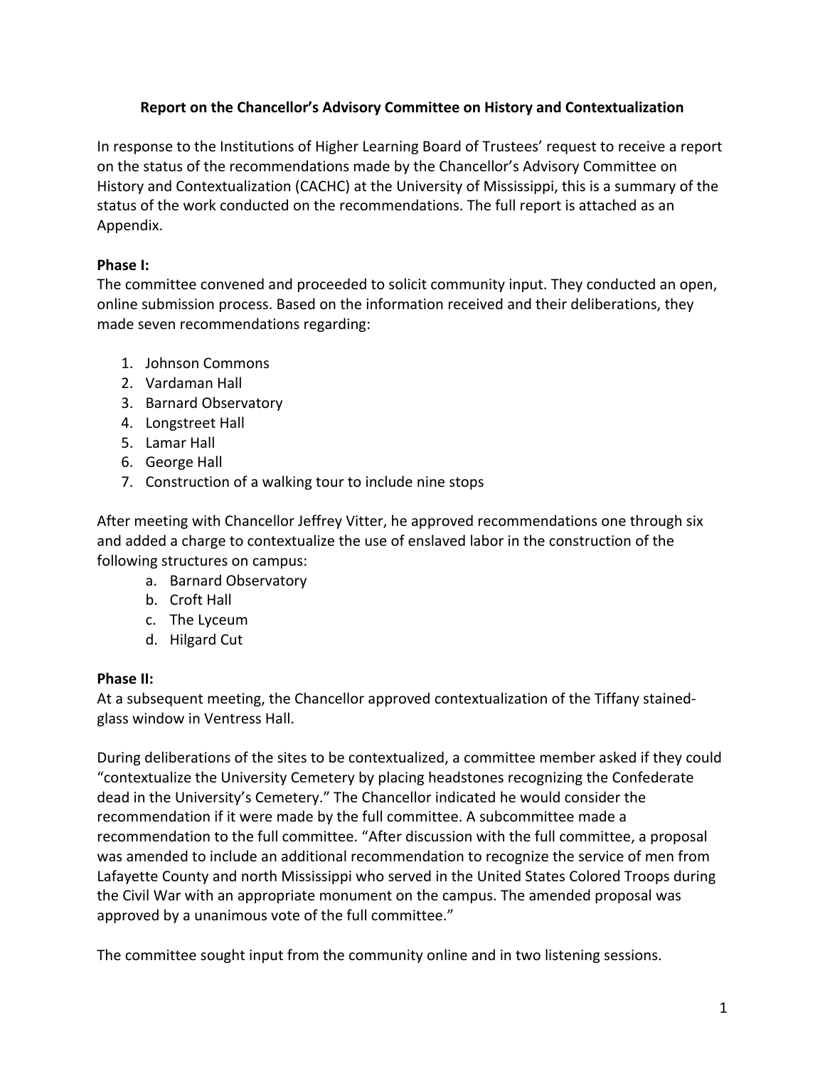# Report on the Chancellor's Advisory Committee on History and Contextualization

In response to the Institutions of Higher Learning Board of Trustees' request to receive a report on the status of the recommendations made by the Chancellor's Advisory Committee on History and Contextualization (CACHC) at the University of Mississippi, this is a summary of the status of the work conducted on the recommendations. The full report is attached as an Appendix.

**Phase I:**

The committee convened and proceeded to solicit community input. They conducted an open, online submission process. Based on the information received and their deliberations, they made seven recommendations regarding:

1. Johnson Commons
2. Vardaman Hall
3. Barnard Observatory
4. Longstreet Hall
5. Lamar Hall
6. George Hall
7. Construction of a walking tour to include nine stops

After meeting with Chancellor Jeffrey Vitter, he approved recommendations one through six and added a charge to contextualize the use of enslaved labor in the construction of the following structures on campus:

a. Barnard Observatory
b. Croft Hall
c. The Lyceum
d. Hilgard Cut

**Phase II:**

At a subsequent meeting, the Chancellor approved contextualization of the Tiffany stained-glass window in Ventress Hall.

During deliberations of the sites to be contextualized, a committee member asked if they could "contextualize the University Cemetery by placing headstones recognizing the Confederate dead in the University's Cemetery." The Chancellor indicated he would consider the recommendation if it were made by the full committee. A subcommittee made a recommendation to the full committee. "After discussion with the full committee, a proposal was amended to include an additional recommendation to recognize the service of men from Lafayette County and north Mississippi who served in the United States Colored Troops during the Civil War with an appropriate monument on the campus. The amended proposal was approved by a unanimous vote of the full committee."

The committee sought input from the community online and in two listening sessions.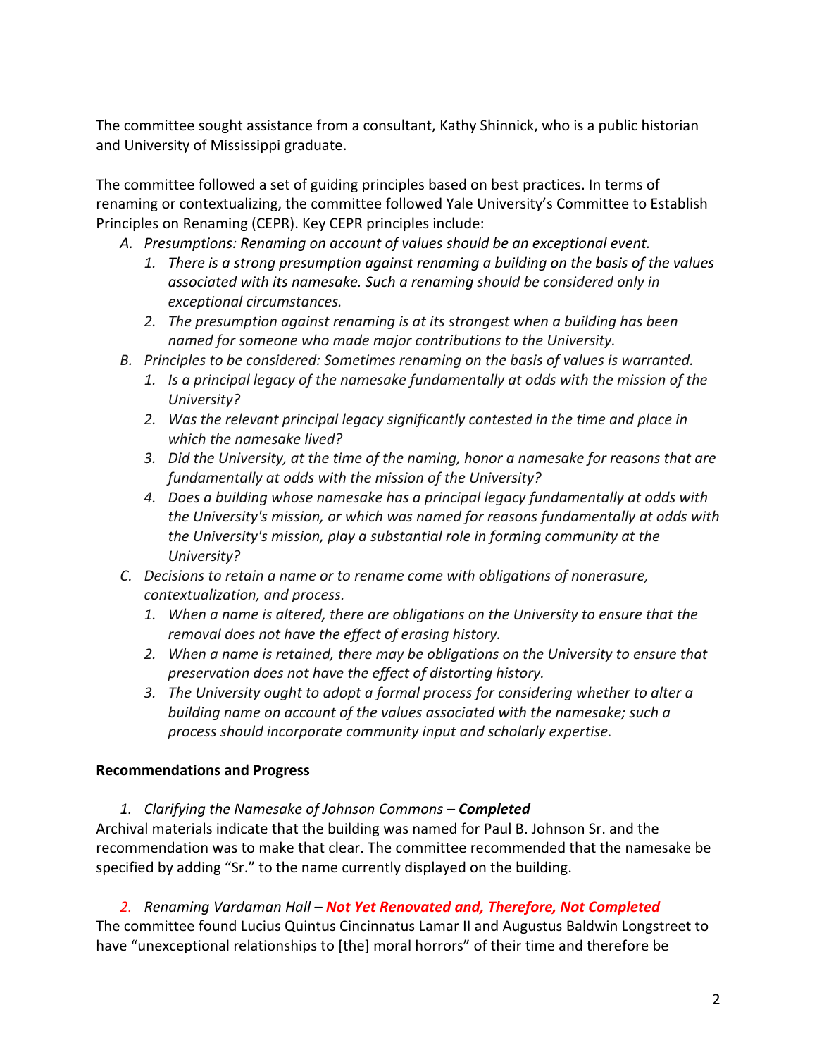The committee sought assistance from a consultant, Kathy Shinnick, who is a public historian and University of Mississippi graduate.

The committee followed a set of guiding principles based on best practices. In terms of renaming or contextualizing, the committee followed Yale University's Committee to Establish Principles on Renaming (CEPR). Key CEPR principles include:

A. *Presumptions: Renaming on account of values should be an exceptional event.*
   1. *There is a strong presumption against renaming a building on the basis of the values associated with its namesake. Such a renaming should be considered only in exceptional circumstances.*
   2. *The presumption against renaming is at its strongest when a building has been named for someone who made major contributions to the University.*
B. *Principles to be considered: Sometimes renaming on the basis of values is warranted.*
   1. *Is a principal legacy of the namesake fundamentally at odds with the mission of the University?*
   2. *Was the relevant principal legacy significantly contested in the time and place in which the namesake lived?*
   3. *Did the University, at the time of the naming, honor a namesake for reasons that are fundamentally at odds with the mission of the University?*
   4. *Does a building whose namesake has a principal legacy fundamentally at odds with the University's mission, or which was named for reasons fundamentally at odds with the University's mission, play a substantial role in forming community at the University?*
C. *Decisions to retain a name or to rename come with obligations of nonerasure, contextualization, and process.*
   1. *When a name is altered, there are obligations on the University to ensure that the removal does not have the effect of erasing history.*
   2. *When a name is retained, there may be obligations on the University to ensure that preservation does not have the effect of distorting history.*
   3. *The University ought to adopt a formal process for considering whether to alter a building name on account of the values associated with the namesake; such a process should incorporate community input and scholarly expertise.*

**Recommendations and Progress**

1. *Clarifying the Namesake of Johnson Commons –* ***Completed***

Archival materials indicate that the building was named for Paul B. Johnson Sr. and the recommendation was to make that clear. The committee recommended that the namesake be specified by adding "Sr." to the name currently displayed on the building.

2. *Renaming Vardaman Hall –* ***Not Yet Renovated and, Therefore, Not Completed***

The committee found Lucius Quintus Cincinnatus Lamar II and Augustus Baldwin Longstreet to have "unexceptional relationships to [the] moral horrors" of their time and therefore be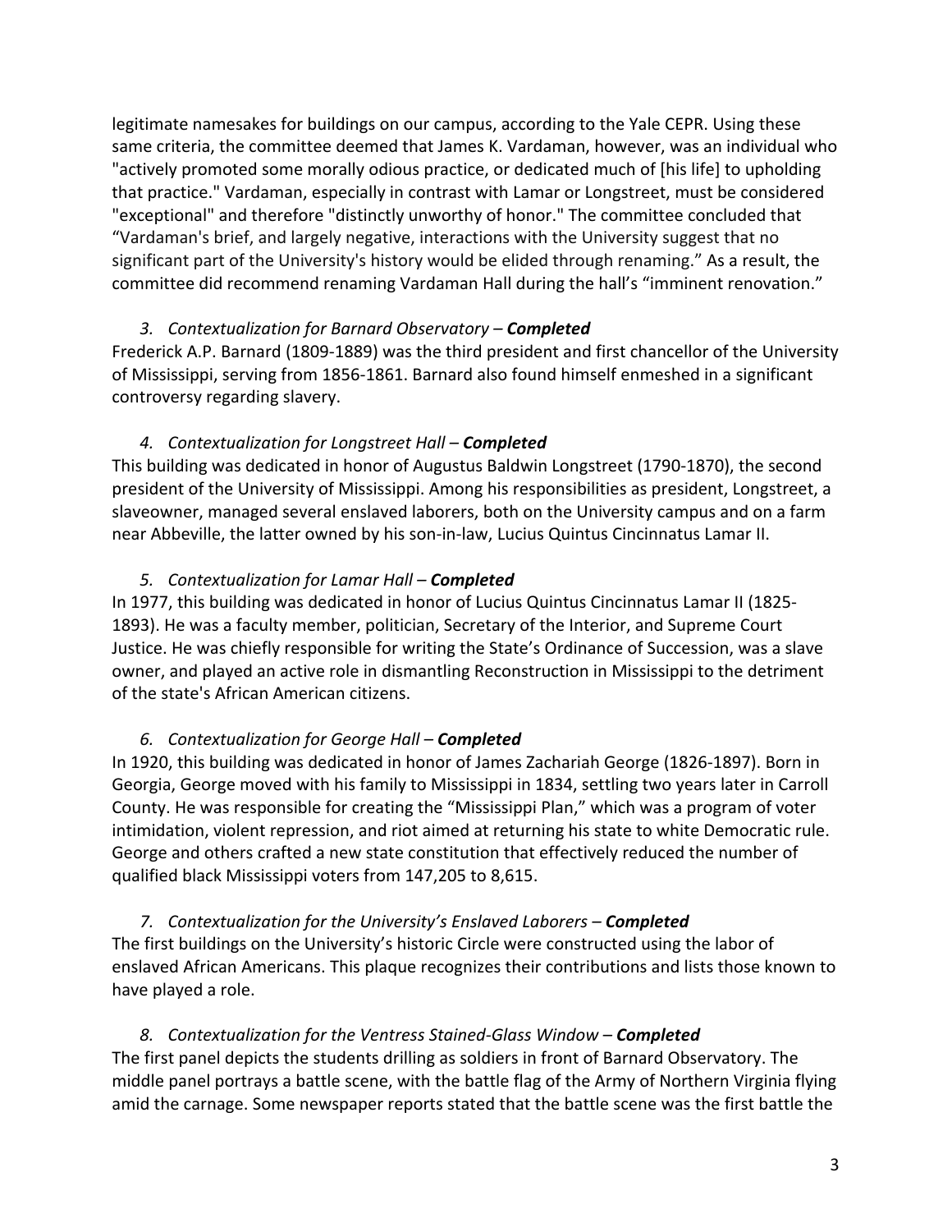legitimate namesakes for buildings on our campus, according to the Yale CEPR. Using these same criteria, the committee deemed that James K. Vardaman, however, was an individual who "actively promoted some morally odious practice, or dedicated much of [his life] to upholding that practice." Vardaman, especially in contrast with Lamar or Longstreet, must be considered "exceptional" and therefore "distinctly unworthy of honor." The committee concluded that "Vardaman's brief, and largely negative, interactions with the University suggest that no significant part of the University's history would be elided through renaming." As a result, the committee did recommend renaming Vardaman Hall during the hall's "imminent renovation."

3. *Contextualization for Barnard Observatory –* ***Completed***

Frederick A.P. Barnard (1809-1889) was the third president and first chancellor of the University of Mississippi, serving from 1856-1861. Barnard also found himself enmeshed in a significant controversy regarding slavery.

4. *Contextualization for Longstreet Hall –* ***Completed***

This building was dedicated in honor of Augustus Baldwin Longstreet (1790-1870), the second president of the University of Mississippi. Among his responsibilities as president, Longstreet, a slaveowner, managed several enslaved laborers, both on the University campus and on a farm near Abbeville, the latter owned by his son-in-law, Lucius Quintus Cincinnatus Lamar II.

5. *Contextualization for Lamar Hall –* ***Completed***

In 1977, this building was dedicated in honor of Lucius Quintus Cincinnatus Lamar II (1825-1893). He was a faculty member, politician, Secretary of the Interior, and Supreme Court Justice. He was chiefly responsible for writing the State's Ordinance of Succession, was a slave owner, and played an active role in dismantling Reconstruction in Mississippi to the detriment of the state's African American citizens.

6. *Contextualization for George Hall –* ***Completed***

In 1920, this building was dedicated in honor of James Zachariah George (1826-1897). Born in Georgia, George moved with his family to Mississippi in 1834, settling two years later in Carroll County. He was responsible for creating the "Mississippi Plan," which was a program of voter intimidation, violent repression, and riot aimed at returning his state to white Democratic rule. George and others crafted a new state constitution that effectively reduced the number of qualified black Mississippi voters from 147,205 to 8,615.

7. *Contextualization for the University's Enslaved Laborers –* ***Completed***

The first buildings on the University's historic Circle were constructed using the labor of enslaved African Americans. This plaque recognizes their contributions and lists those known to have played a role.

8. *Contextualization for the Ventress Stained-Glass Window –* ***Completed***

The first panel depicts the students drilling as soldiers in front of Barnard Observatory. The middle panel portrays a battle scene, with the battle flag of the Army of Northern Virginia flying amid the carnage. Some newspaper reports stated that the battle scene was the first battle the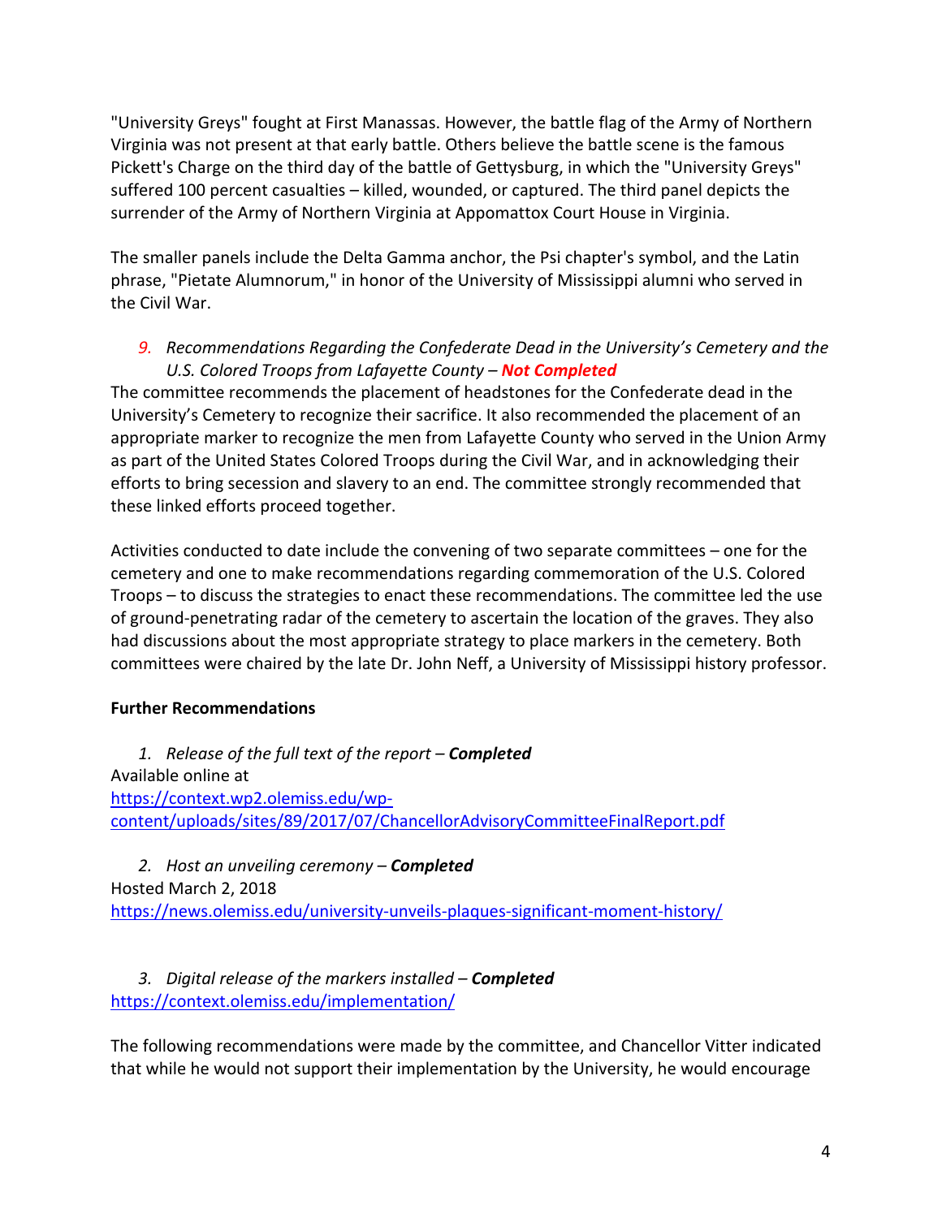"University Greys" fought at First Manassas. However, the battle flag of the Army of Northern Virginia was not present at that early battle. Others believe the battle scene is the famous Pickett's Charge on the third day of the battle of Gettysburg, in which the "University Greys" suffered 100 percent casualties – killed, wounded, or captured. The third panel depicts the surrender of the Army of Northern Virginia at Appomattox Court House in Virginia.

The smaller panels include the Delta Gamma anchor, the Psi chapter's symbol, and the Latin phrase, "Pietate Alumnorum," in honor of the University of Mississippi alumni who served in the Civil War.

9. *Recommendations Regarding the Confederate Dead in the University's Cemetery and the U.S. Colored Troops from Lafayette County* – ***Not Completed***

The committee recommends the placement of headstones for the Confederate dead in the University's Cemetery to recognize their sacrifice. It also recommended the placement of an appropriate marker to recognize the men from Lafayette County who served in the Union Army as part of the United States Colored Troops during the Civil War, and in acknowledging their efforts to bring secession and slavery to an end. The committee strongly recommended that these linked efforts proceed together.

Activities conducted to date include the convening of two separate committees – one for the cemetery and one to make recommendations regarding commemoration of the U.S. Colored Troops – to discuss the strategies to enact these recommendations. The committee led the use of ground-penetrating radar of the cemetery to ascertain the location of the graves. They also had discussions about the most appropriate strategy to place markers in the cemetery. Both committees were chaired by the late Dr. John Neff, a University of Mississippi history professor.

**Further Recommendations**

1. *Release of the full text of the report* – ***Completed***

Available online at
https://context.wp2.olemiss.edu/wp-content/uploads/sites/89/2017/07/ChancellorAdvisoryCommitteeFinalReport.pdf

2. *Host an unveiling ceremony* – ***Completed***

Hosted March 2, 2018
https://news.olemiss.edu/university-unveils-plaques-significant-moment-history/

3. *Digital release of the markers installed* – ***Completed***

https://context.olemiss.edu/implementation/

The following recommendations were made by the committee, and Chancellor Vitter indicated that while he would not support their implementation by the University, he would encourage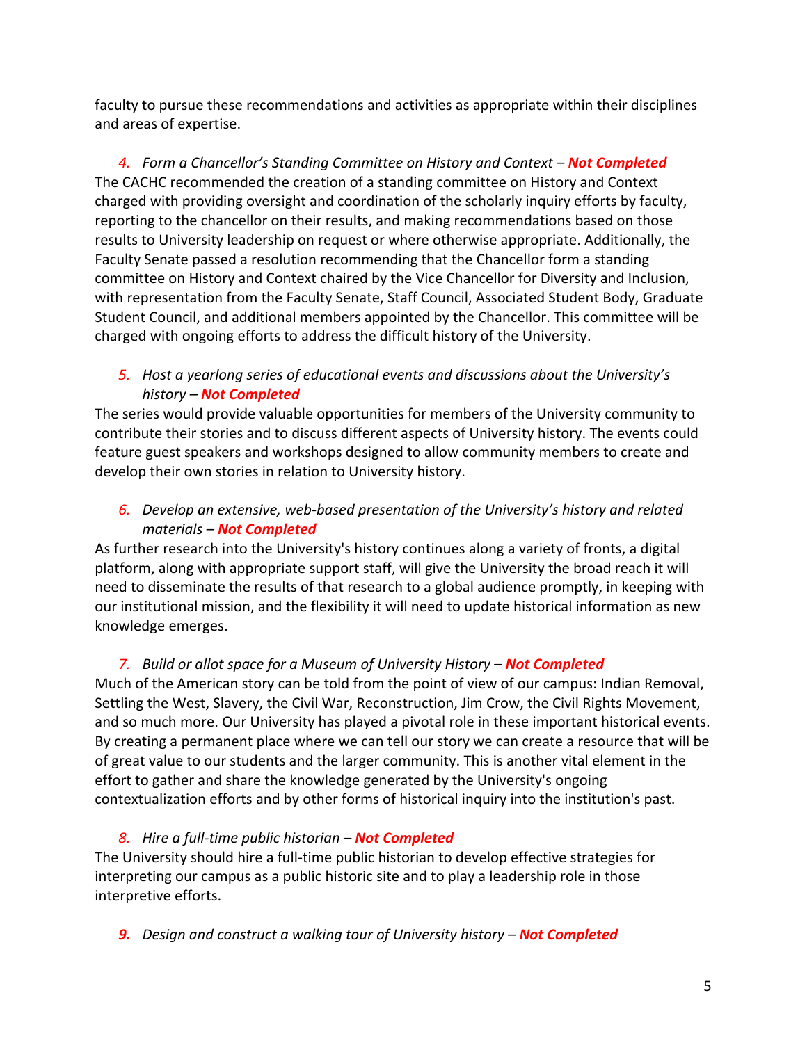faculty to pursue these recommendations and activities as appropriate within their disciplines and areas of expertise.

4. *Form a Chancellor's Standing Committee on History and Context* – ***Not Completed***

The CACHC recommended the creation of a standing committee on History and Context charged with providing oversight and coordination of the scholarly inquiry efforts by faculty, reporting to the chancellor on their results, and making recommendations based on those results to University leadership on request or where otherwise appropriate. Additionally, the Faculty Senate passed a resolution recommending that the Chancellor form a standing committee on History and Context chaired by the Vice Chancellor for Diversity and Inclusion, with representation from the Faculty Senate, Staff Council, Associated Student Body, Graduate Student Council, and additional members appointed by the Chancellor. This committee will be charged with ongoing efforts to address the difficult history of the University.

5. *Host a yearlong series of educational events and discussions about the University's history* – ***Not Completed***

The series would provide valuable opportunities for members of the University community to contribute their stories and to discuss different aspects of University history. The events could feature guest speakers and workshops designed to allow community members to create and develop their own stories in relation to University history.

6. *Develop an extensive, web-based presentation of the University's history and related materials* – ***Not Completed***

As further research into the University's history continues along a variety of fronts, a digital platform, along with appropriate support staff, will give the University the broad reach it will need to disseminate the results of that research to a global audience promptly, in keeping with our institutional mission, and the flexibility it will need to update historical information as new knowledge emerges.

7. *Build or allot space for a Museum of University History* – ***Not Completed***

Much of the American story can be told from the point of view of our campus: Indian Removal, Settling the West, Slavery, the Civil War, Reconstruction, Jim Crow, the Civil Rights Movement, and so much more. Our University has played a pivotal role in these important historical events. By creating a permanent place where we can tell our story we can create a resource that will be of great value to our students and the larger community. This is another vital element in the effort to gather and share the knowledge generated by the University's ongoing contextualization efforts and by other forms of historical inquiry into the institution's past.

8. *Hire a full-time public historian* – ***Not Completed***

The University should hire a full-time public historian to develop effective strategies for interpreting our campus as a public historic site and to play a leadership role in those interpretive efforts.

9. *Design and construct a walking tour of University history* – ***Not Completed***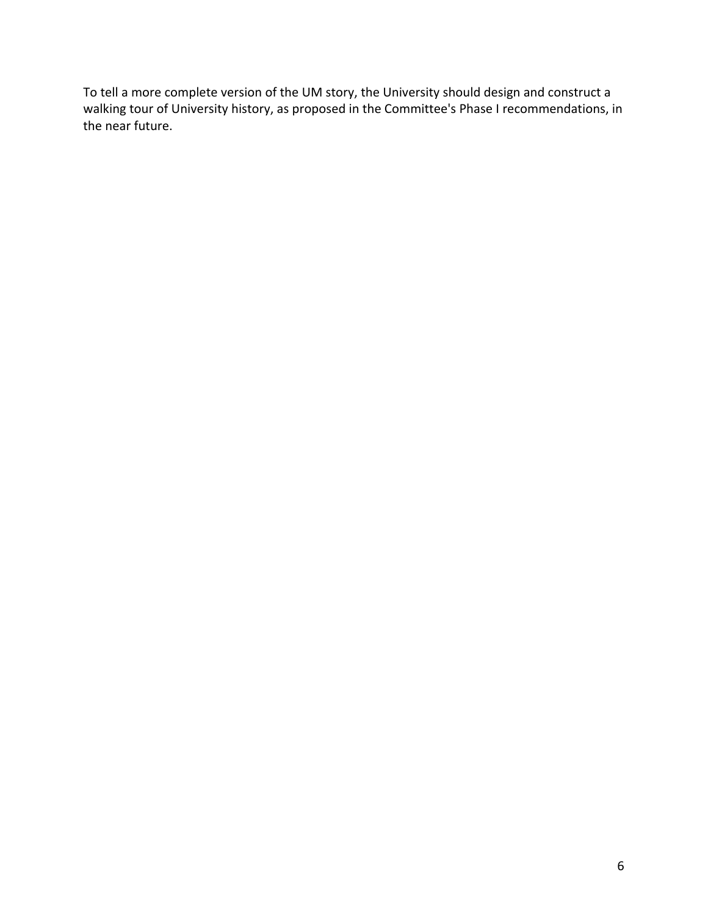To tell a more complete version of the UM story, the University should design and construct a walking tour of University history, as proposed in the Committee's Phase I recommendations, in the near future.